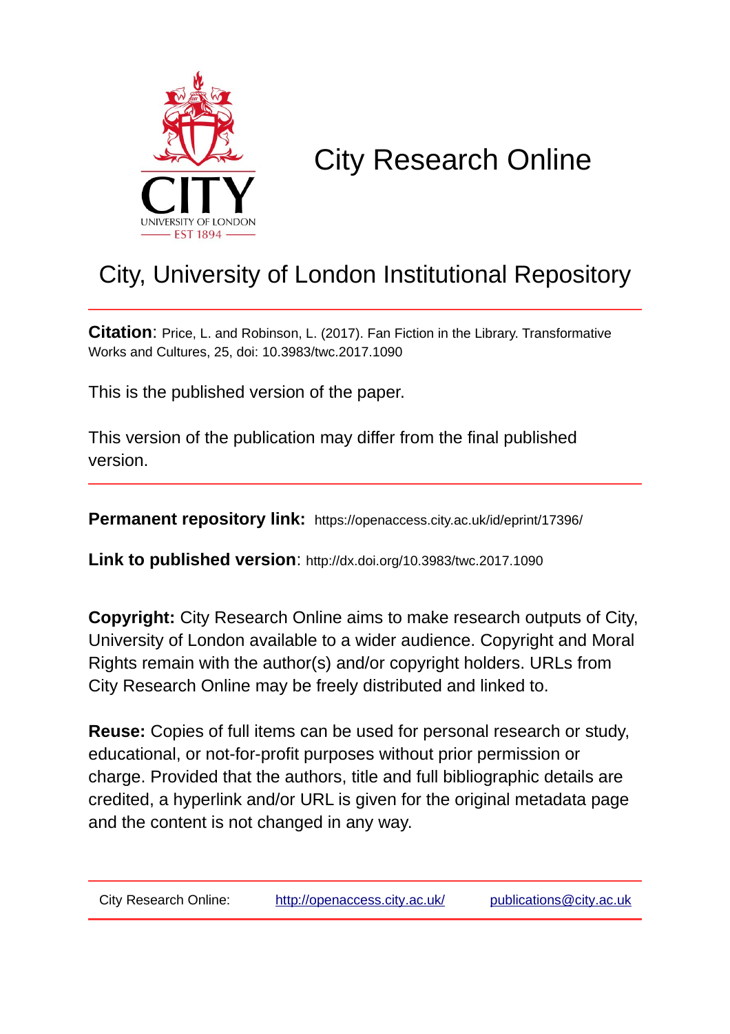CITY

UNIVERSITY OF LONDON

EST 1894

# City Research Online

## City, University of London Institutional Repository

**Citation**: Price, L. and Robinson, L. (2017). Fan Fiction in the Library. Transformative Works and Cultures, 25, doi: 10.3983/twc.2017.1090

This is the published version of the paper.

This version of the publication may differ from the final published version.

**Permanent repository link:** https://openaccess.city.ac.uk/id/eprint/17396/

**Link to published version**: http://dx.doi.org/10.3983/twc.2017.1090

**Copyright:** City Research Online aims to make research outputs of City, University of London available to a wider audience. Copyright and Moral Rights remain with the author(s) and/or copyright holders. URLs from City Research Online may be freely distributed and linked to.

**Reuse:** Copies of full items can be used for personal research or study, educational, or not-for-profit purposes without prior permission or charge. Provided that the authors, title and full bibliographic details are credited, a hyperlink and/or URL is given for the original metadata page and the content is not changed in any way.

| City Research Online: | http://openaccess.city.ac.uk/ | publications@city.ac.uk |
| --- | --- | --- |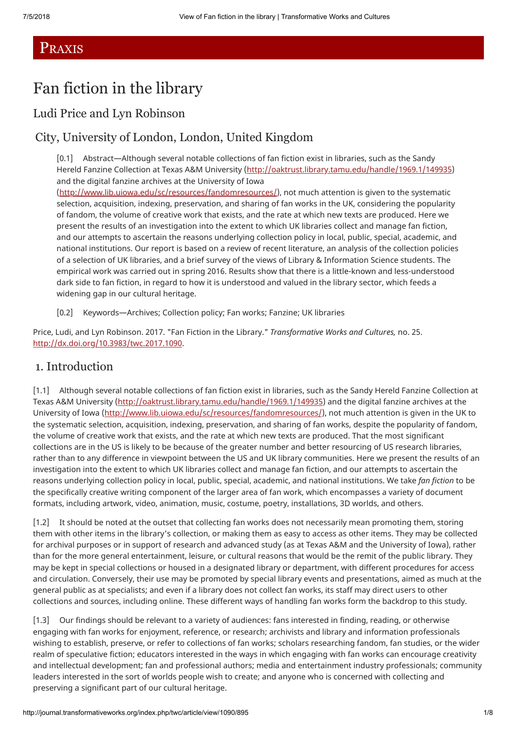# Praxis

# Fan fiction in the library

## Ludi Price and Lyn Robinson

## City, University of London, London, United Kingdom

[0.1] Abstract—Although several notable collections of fan fiction exist in libraries, such as the Sandy Hereld Fanzine Collection at Texas A&M University (http://oaktrust.library.tamu.edu/handle/1969.1/149935) and the digital fanzine archives at the University of Iowa (http://www.lib.uiowa.edu/sc/resources/fandomresources/), not much attention is given to the systematic selection, acquisition, indexing, preservation, and sharing of fan works in the UK, considering the popularity of fandom, the volume of creative work that exists, and the rate at which new texts are produced. Here we present the results of an investigation into the extent to which UK libraries collect and manage fan fiction, and our attempts to ascertain the reasons underlying collection policy in local, public, special, academic, and national institutions. Our report is based on a review of recent literature, an analysis of the collection policies of a selection of UK libraries, and a brief survey of the views of Library & Information Science students. The empirical work was carried out in spring 2016. Results show that there is a little-known and less-understood dark side to fan fiction, in regard to how it is understood and valued in the library sector, which feeds a widening gap in our cultural heritage.

[0.2] Keywords—Archives; Collection policy; Fan works; Fanzine; UK libraries

Price, Ludi, and Lyn Robinson. 2017. "Fan Fiction in the Library." *Transformative Works and Cultures,* no. 25. http://dx.doi.org/10.3983/twc.2017.1090.

## 1. Introduction

[1.1] Although several notable collections of fan fiction exist in libraries, such as the Sandy Hereld Fanzine Collection at Texas A&M University (http://oaktrust.library.tamu.edu/handle/1969.1/149935) and the digital fanzine archives at the University of Iowa (http://www.lib.uiowa.edu/sc/resources/fandomresources/), not much attention is given in the UK to the systematic selection, acquisition, indexing, preservation, and sharing of fan works, despite the popularity of fandom, the volume of creative work that exists, and the rate at which new texts are produced. That the most significant collections are in the US is likely to be because of the greater number and better resourcing of US research libraries, rather than to any difference in viewpoint between the US and UK library communities. Here we present the results of an investigation into the extent to which UK libraries collect and manage fan fiction, and our attempts to ascertain the reasons underlying collection policy in local, public, special, academic, and national institutions. We take *fan fiction* to be the specifically creative writing component of the larger area of fan work, which encompasses a variety of document formats, including artwork, video, animation, music, costume, poetry, installations, 3D worlds, and others.

[1.2] It should be noted at the outset that collecting fan works does not necessarily mean promoting them, storing them with other items in the library's collection, or making them as easy to access as other items. They may be collected for archival purposes or in support of research and advanced study (as at Texas A&M and the University of Iowa), rather than for the more general entertainment, leisure, or cultural reasons that would be the remit of the public library. They may be kept in special collections or housed in a designated library or department, with different procedures for access and circulation. Conversely, their use may be promoted by special library events and presentations, aimed as much at the general public as at specialists; and even if a library does not collect fan works, its staff may direct users to other collections and sources, including online. These different ways of handling fan works form the backdrop to this study.

[1.3] Our findings should be relevant to a variety of audiences: fans interested in finding, reading, or otherwise engaging with fan works for enjoyment, reference, or research; archivists and library and information professionals wishing to establish, preserve, or refer to collections of fan works; scholars researching fandom, fan studies, or the wider realm of speculative fiction; educators interested in the ways in which engaging with fan works can encourage creativity and intellectual development; fan and professional authors; media and entertainment industry professionals; community leaders interested in the sort of worlds people wish to create; and anyone who is concerned with collecting and preserving a significant part of our cultural heritage.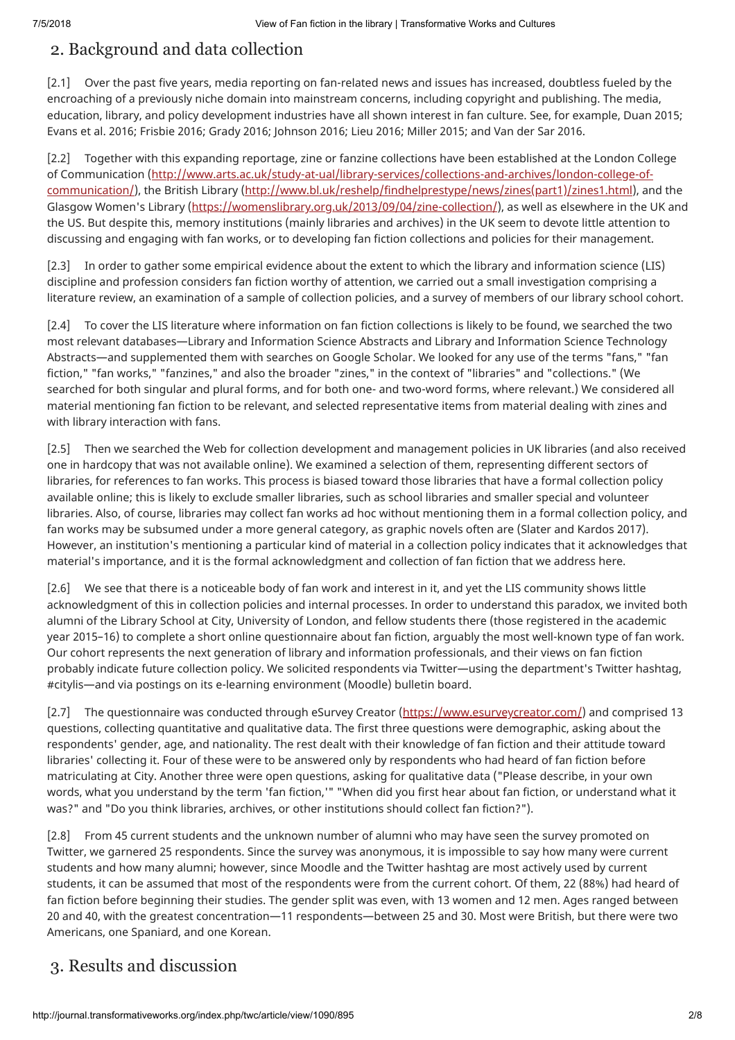## 2. Background and data collection

[2.1] Over the past five years, media reporting on fan-related news and issues has increased, doubtless fueled by the encroaching of a previously niche domain into mainstream concerns, including copyright and publishing. The media, education, library, and policy development industries have all shown interest in fan culture. See, for example, Duan 2015; Evans et al. 2016; Frisbie 2016; Grady 2016; Johnson 2016; Lieu 2016; Miller 2015; and Van der Sar 2016.

[2.2] Together with this expanding reportage, zine or fanzine collections have been established at the London College of Communication (http://www.arts.ac.uk/study-at-ual/library-services/collections-and-archives/london-college-of-communication/), the British Library (http://www.bl.uk/reshelp/findhelprestype/news/zines(part1)/zines1.html), and the Glasgow Women's Library (https://womenslibrary.org.uk/2013/09/04/zine-collection/), as well as elsewhere in the UK and the US. But despite this, memory institutions (mainly libraries and archives) in the UK seem to devote little attention to discussing and engaging with fan works, or to developing fan fiction collections and policies for their management.

[2.3] In order to gather some empirical evidence about the extent to which the library and information science (LIS) discipline and profession considers fan fiction worthy of attention, we carried out a small investigation comprising a literature review, an examination of a sample of collection policies, and a survey of members of our library school cohort.

[2.4] To cover the LIS literature where information on fan fiction collections is likely to be found, we searched the two most relevant databases—Library and Information Science Abstracts and Library and Information Science Technology Abstracts—and supplemented them with searches on Google Scholar. We looked for any use of the terms "fans," "fan fiction," "fan works," "fanzines," and also the broader "zines," in the context of "libraries" and "collections." (We searched for both singular and plural forms, and for both one- and two-word forms, where relevant.) We considered all material mentioning fan fiction to be relevant, and selected representative items from material dealing with zines and with library interaction with fans.

[2.5] Then we searched the Web for collection development and management policies in UK libraries (and also received one in hardcopy that was not available online). We examined a selection of them, representing different sectors of libraries, for references to fan works. This process is biased toward those libraries that have a formal collection policy available online; this is likely to exclude smaller libraries, such as school libraries and smaller special and volunteer libraries. Also, of course, libraries may collect fan works ad hoc without mentioning them in a formal collection policy, and fan works may be subsumed under a more general category, as graphic novels often are (Slater and Kardos 2017). However, an institution's mentioning a particular kind of material in a collection policy indicates that it acknowledges that material's importance, and it is the formal acknowledgment and collection of fan fiction that we address here.

[2.6] We see that there is a noticeable body of fan work and interest in it, and yet the LIS community shows little acknowledgment of this in collection policies and internal processes. In order to understand this paradox, we invited both alumni of the Library School at City, University of London, and fellow students there (those registered in the academic year 2015–16) to complete a short online questionnaire about fan fiction, arguably the most well-known type of fan work. Our cohort represents the next generation of library and information professionals, and their views on fan fiction probably indicate future collection policy. We solicited respondents via Twitter—using the department's Twitter hashtag, #citylis—and via postings on its e-learning environment (Moodle) bulletin board.

[2.7] The questionnaire was conducted through eSurvey Creator (https://www.esurveycreator.com/) and comprised 13 questions, collecting quantitative and qualitative data. The first three questions were demographic, asking about the respondents' gender, age, and nationality. The rest dealt with their knowledge of fan fiction and their attitude toward libraries' collecting it. Four of these were to be answered only by respondents who had heard of fan fiction before matriculating at City. Another three were open questions, asking for qualitative data ("Please describe, in your own words, what you understand by the term 'fan fiction,'" "When did you first hear about fan fiction, or understand what it was?" and "Do you think libraries, archives, or other institutions should collect fan fiction?").

[2.8] From 45 current students and the unknown number of alumni who may have seen the survey promoted on Twitter, we garnered 25 respondents. Since the survey was anonymous, it is impossible to say how many were current students and how many alumni; however, since Moodle and the Twitter hashtag are most actively used by current students, it can be assumed that most of the respondents were from the current cohort. Of them, 22 (88%) had heard of fan fiction before beginning their studies. The gender split was even, with 13 women and 12 men. Ages ranged between 20 and 40, with the greatest concentration—11 respondents—between 25 and 30. Most were British, but there were two Americans, one Spaniard, and one Korean.

## 3. Results and discussion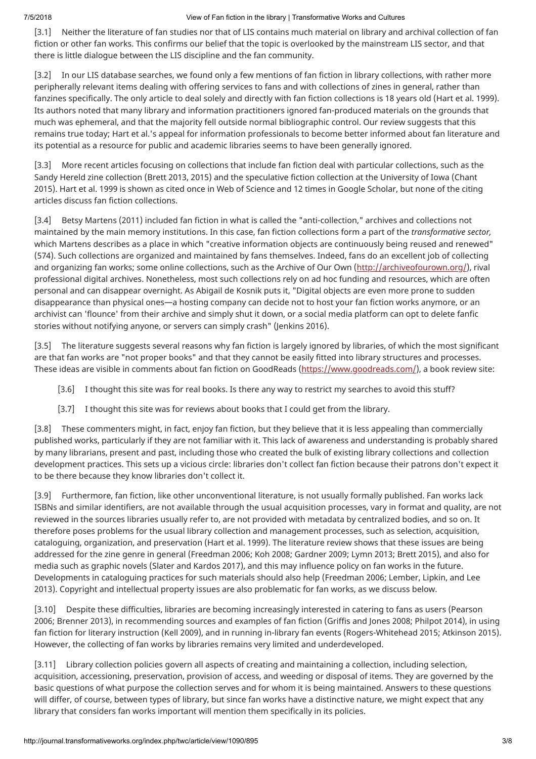[3.1] Neither the literature of fan studies nor that of LIS contains much material on library and archival collection of fan fiction or other fan works. This confirms our belief that the topic is overlooked by the mainstream LIS sector, and that there is little dialogue between the LIS discipline and the fan community.

[3.2] In our LIS database searches, we found only a few mentions of fan fiction in library collections, with rather more peripherally relevant items dealing with offering services to fans and with collections of zines in general, rather than fanzines specifically. The only article to deal solely and directly with fan fiction collections is 18 years old (Hart et al. 1999). Its authors noted that many library and information practitioners ignored fan-produced materials on the grounds that much was ephemeral, and that the majority fell outside normal bibliographic control. Our review suggests that this remains true today; Hart et al.'s appeal for information professionals to become better informed about fan literature and its potential as a resource for public and academic libraries seems to have been generally ignored.

[3.3] More recent articles focusing on collections that include fan fiction deal with particular collections, such as the Sandy Hereld zine collection (Brett 2013, 2015) and the speculative fiction collection at the University of Iowa (Chant 2015). Hart et al. 1999 is shown as cited once in Web of Science and 12 times in Google Scholar, but none of the citing articles discuss fan fiction collections.

[3.4] Betsy Martens (2011) included fan fiction in what is called the "anti-collection," archives and collections not maintained by the main memory institutions. In this case, fan fiction collections form a part of the *transformative sector,* which Martens describes as a place in which "creative information objects are continuously being reused and renewed" (574). Such collections are organized and maintained by fans themselves. Indeed, fans do an excellent job of collecting and organizing fan works; some online collections, such as the Archive of Our Own (http://archiveofourown.org/), rival professional digital archives. Nonetheless, most such collections rely on ad hoc funding and resources, which are often personal and can disappear overnight. As Abigail de Kosnik puts it, "Digital objects are even more prone to sudden disappearance than physical ones—a hosting company can decide not to host your fan fiction works anymore, or an archivist can 'flounce' from their archive and simply shut it down, or a social media platform can opt to delete fanfic stories without notifying anyone, or servers can simply crash" (Jenkins 2016).

[3.5] The literature suggests several reasons why fan fiction is largely ignored by libraries, of which the most significant are that fan works are "not proper books" and that they cannot be easily fitted into library structures and processes. These ideas are visible in comments about fan fiction on GoodReads (https://www.goodreads.com/), a book review site:

> [3.6] I thought this site was for real books. Is there any way to restrict my searches to avoid this stuff?
>
> [3.7] I thought this site was for reviews about books that I could get from the library.

[3.8] These commenters might, in fact, enjoy fan fiction, but they believe that it is less appealing than commercially published works, particularly if they are not familiar with it. This lack of awareness and understanding is probably shared by many librarians, present and past, including those who created the bulk of existing library collections and collection development practices. This sets up a vicious circle: libraries don't collect fan fiction because their patrons don't expect it to be there because they know libraries don't collect it.

[3.9] Furthermore, fan fiction, like other unconventional literature, is not usually formally published. Fan works lack ISBNs and similar identifiers, are not available through the usual acquisition processes, vary in format and quality, are not reviewed in the sources libraries usually refer to, are not provided with metadata by centralized bodies, and so on. It therefore poses problems for the usual library collection and management processes, such as selection, acquisition, cataloguing, organization, and preservation (Hart et al. 1999). The literature review shows that these issues are being addressed for the zine genre in general (Freedman 2006; Koh 2008; Gardner 2009; Lymn 2013; Brett 2015), and also for media such as graphic novels (Slater and Kardos 2017), and this may influence policy on fan works in the future. Developments in cataloguing practices for such materials should also help (Freedman 2006; Lember, Lipkin, and Lee 2013). Copyright and intellectual property issues are also problematic for fan works, as we discuss below.

[3.10] Despite these difficulties, libraries are becoming increasingly interested in catering to fans as users (Pearson 2006; Brenner 2013), in recommending sources and examples of fan fiction (Griffis and Jones 2008; Philpot 2014), in using fan fiction for literary instruction (Kell 2009), and in running in-library fan events (Rogers-Whitehead 2015; Atkinson 2015). However, the collecting of fan works by libraries remains very limited and underdeveloped.

[3.11] Library collection policies govern all aspects of creating and maintaining a collection, including selection, acquisition, accessioning, preservation, provision of access, and weeding or disposal of items. They are governed by the basic questions of what purpose the collection serves and for whom it is being maintained. Answers to these questions will differ, of course, between types of library, but since fan works have a distinctive nature, we might expect that any library that considers fan works important will mention them specifically in its policies.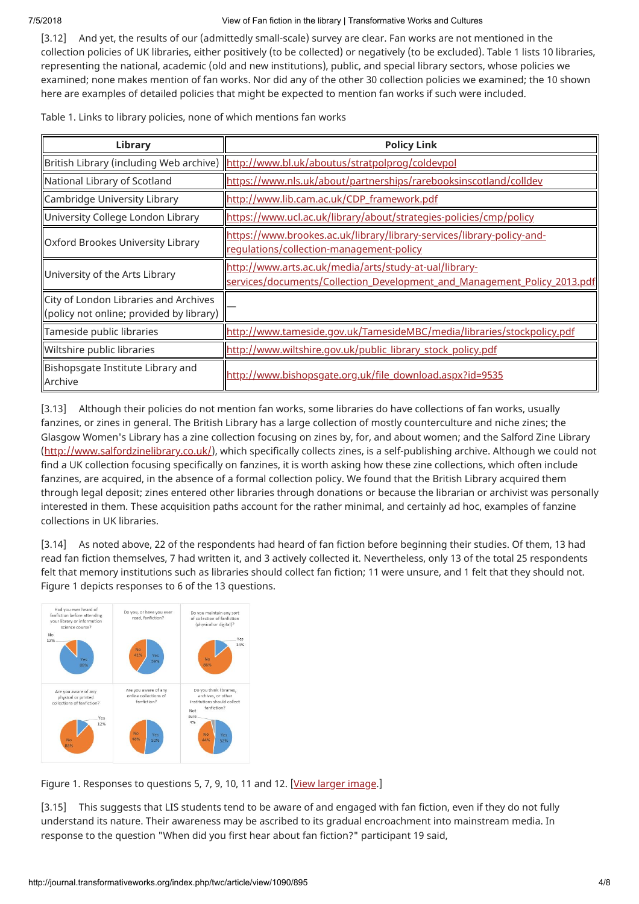[3.12] And yet, the results of our (admittedly small-scale) survey are clear. Fan works are not mentioned in the collection policies of UK libraries, either positively (to be collected) or negatively (to be excluded). Table 1 lists 10 libraries, representing the national, academic (old and new institutions), public, and special library sectors, whose policies we examined; none makes mention of fan works. Nor did any of the other 30 collection policies we examined; the 10 shown here are examples of detailed policies that might be expected to mention fan works if such were included.

Table 1. Links to library policies, none of which mentions fan works

| Library | Policy Link |
|---|---|
| British Library (including Web archive) | http://www.bl.uk/aboutus/stratpolprog/coldevpol |
| National Library of Scotland | https://www.nls.uk/about/partnerships/rarebooksinscotland/colldev |
| Cambridge University Library | http://www.lib.cam.ac.uk/CDP_framework.pdf |
| University College London Library | https://www.ucl.ac.uk/library/about/strategies-policies/cmp/policy |
| Oxford Brookes University Library | https://www.brookes.ac.uk/library/library-services/library-policy-and-regulations/collection-management-policy |
| University of the Arts Library | http://www.arts.ac.uk/media/arts/study-at-ual/library-services/documents/Collection_Development_and_Management_Policy_2013.pdf |
| City of London Libraries and Archives (policy not online; provided by library) | — |
| Tameside public libraries | http://www.tameside.gov.uk/TamesideMBC/media/libraries/stockpolicy.pdf |
| Wiltshire public libraries | http://www.wiltshire.gov.uk/public_library_stock_policy.pdf |
| Bishopsgate Institute Library and Archive | http://www.bishopsgate.org.uk/file_download.aspx?id=9535 |

[3.13] Although their policies do not mention fan works, some libraries do have collections of fan works, usually fanzines, or zines in general. The British Library has a large collection of mostly counterculture and niche zines; the Glasgow Women's Library has a zine collection focusing on zines by, for, and about women; and the Salford Zine Library (http://www.salfordzinelibrary.co.uk/), which specifically collects zines, is a self-publishing archive. Although we could not find a UK collection focusing specifically on fanzines, it is worth asking how these zine collections, which often include fanzines, are acquired, in the absence of a formal collection policy. We found that the British Library acquired them through legal deposit; zines entered other libraries through donations or because the librarian or archivist was personally interested in them. These acquisition paths account for the rather minimal, and certainly ad hoc, examples of fanzine collections in UK libraries.

[3.14] As noted above, 22 of the respondents had heard of fan fiction before beginning their studies. Of them, 13 had read fan fiction themselves, 7 had written it, and 3 actively collected it. Nevertheless, only 13 of the total 25 respondents felt that memory institutions such as libraries should collect fan fiction; 11 were unsure, and 1 felt that they should not. Figure 1 depicts responses to 6 of the 13 questions.

Figure 1. Responses to questions 5, 7, 9, 10, 11 and 12. [View larger image.]

[3.15] This suggests that LIS students tend to be aware of and engaged with fan fiction, even if they do not fully understand its nature. Their awareness may be ascribed to its gradual encroachment into mainstream media. In response to the question "When did you first hear about fan fiction?" participant 19 said,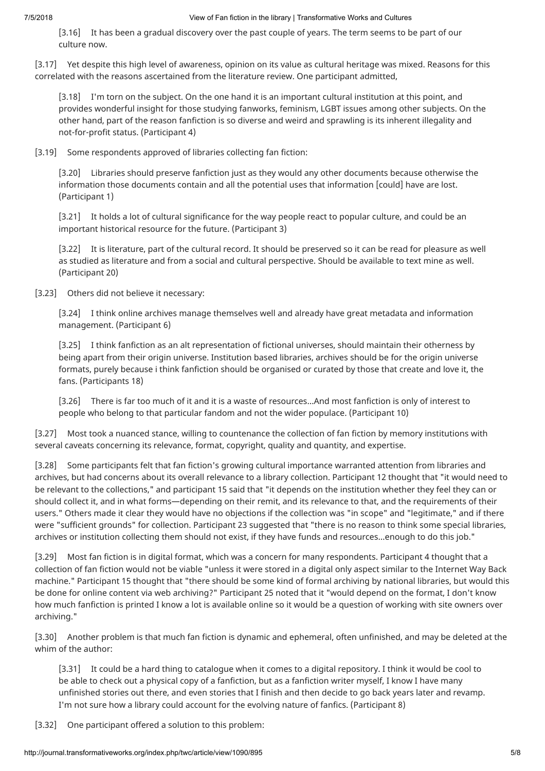> [3.16] It has been a gradual discovery over the past couple of years. The term seems to be part of our culture now.

[3.17] Yet despite this high level of awareness, opinion on its value as cultural heritage was mixed. Reasons for this correlated with the reasons ascertained from the literature review. One participant admitted,

> [3.18] I'm torn on the subject. On the one hand it is an important cultural institution at this point, and provides wonderful insight for those studying fanworks, feminism, LGBT issues among other subjects. On the other hand, part of the reason fanfiction is so diverse and weird and sprawling is its inherent illegality and not-for-profit status. (Participant 4)

[3.19] Some respondents approved of libraries collecting fan fiction:

> [3.20] Libraries should preserve fanfiction just as they would any other documents because otherwise the information those documents contain and all the potential uses that information [could] have are lost. (Participant 1)

> [3.21] It holds a lot of cultural significance for the way people react to popular culture, and could be an important historical resource for the future. (Participant 3)

> [3.22] It is literature, part of the cultural record. It should be preserved so it can be read for pleasure as well as studied as literature and from a social and cultural perspective. Should be available to text mine as well. (Participant 20)

[3.23] Others did not believe it necessary:

> [3.24] I think online archives manage themselves well and already have great metadata and information management. (Participant 6)

> [3.25] I think fanfiction as an alt representation of fictional universes, should maintain their otherness by being apart from their origin universe. Institution based libraries, archives should be for the origin universe formats, purely because i think fanfiction should be organised or curated by those that create and love it, the fans. (Participants 18)

> [3.26] There is far too much of it and it is a waste of resources...And most fanfiction is only of interest to people who belong to that particular fandom and not the wider populace. (Participant 10)

[3.27] Most took a nuanced stance, willing to countenance the collection of fan fiction by memory institutions with several caveats concerning its relevance, format, copyright, quality and quantity, and expertise.

[3.28] Some participants felt that fan fiction's growing cultural importance warranted attention from libraries and archives, but had concerns about its overall relevance to a library collection. Participant 12 thought that "it would need to be relevant to the collections," and participant 15 said that "it depends on the institution whether they feel they can or should collect it, and in what forms—depending on their remit, and its relevance to that, and the requirements of their users." Others made it clear they would have no objections if the collection was "in scope" and "legitimate," and if there were "sufficient grounds" for collection. Participant 23 suggested that "there is no reason to think some special libraries, archives or institution collecting them should not exist, if they have funds and resources...enough to do this job."

[3.29] Most fan fiction is in digital format, which was a concern for many respondents. Participant 4 thought that a collection of fan fiction would not be viable "unless it were stored in a digital only aspect similar to the Internet Way Back machine." Participant 15 thought that "there should be some kind of formal archiving by national libraries, but would this be done for online content via web archiving?" Participant 25 noted that it "would depend on the format, I don't know how much fanfiction is printed I know a lot is available online so it would be a question of working with site owners over archiving."

[3.30] Another problem is that much fan fiction is dynamic and ephemeral, often unfinished, and may be deleted at the whim of the author:

> [3.31] It could be a hard thing to catalogue when it comes to a digital repository. I think it would be cool to be able to check out a physical copy of a fanfiction, but as a fanfiction writer myself, I know I have many unfinished stories out there, and even stories that I finish and then decide to go back years later and revamp. I'm not sure how a library could account for the evolving nature of fanfics. (Participant 8)

[3.32] One participant offered a solution to this problem: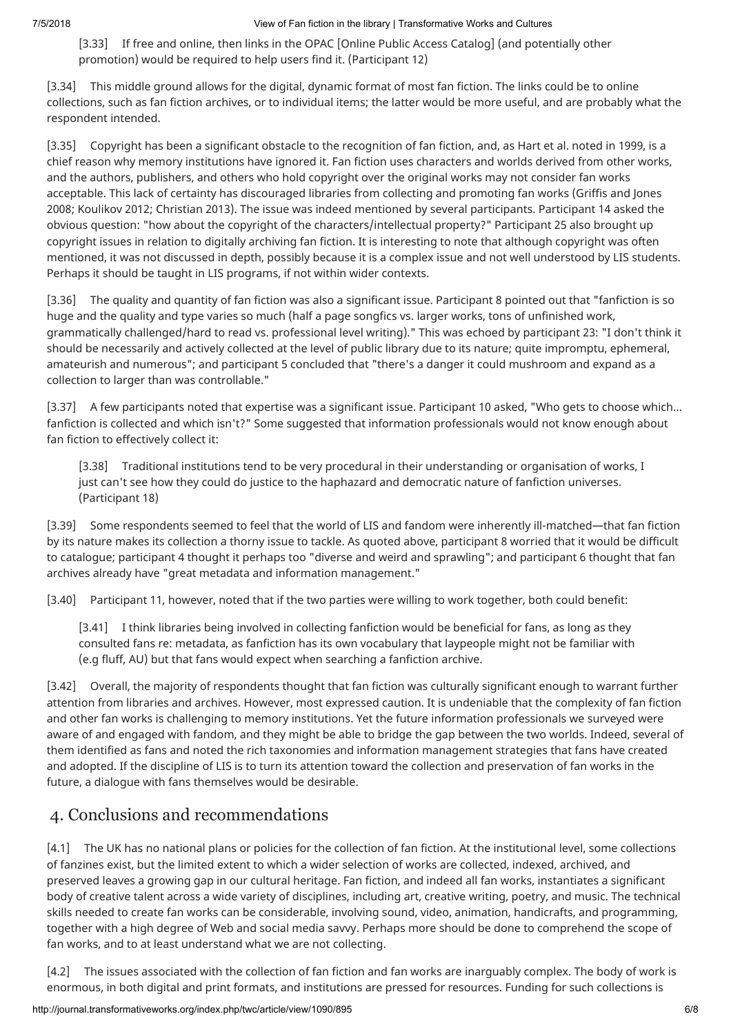> [3.33] If free and online, then links in the OPAC [Online Public Access Catalog] (and potentially other promotion) would be required to help users find it. (Participant 12)

[3.34] This middle ground allows for the digital, dynamic format of most fan fiction. The links could be to online collections, such as fan fiction archives, or to individual items; the latter would be more useful, and are probably what the respondent intended.

[3.35] Copyright has been a significant obstacle to the recognition of fan fiction, and, as Hart et al. noted in 1999, is a chief reason why memory institutions have ignored it. Fan fiction uses characters and worlds derived from other works, and the authors, publishers, and others who hold copyright over the original works may not consider fan works acceptable. This lack of certainty has discouraged libraries from collecting and promoting fan works (Griffis and Jones 2008; Koulikov 2012; Christian 2013). The issue was indeed mentioned by several participants. Participant 14 asked the obvious question: "how about the copyright of the characters/intellectual property?" Participant 25 also brought up copyright issues in relation to digitally archiving fan fiction. It is interesting to note that although copyright was often mentioned, it was not discussed in depth, possibly because it is a complex issue and not well understood by LIS students. Perhaps it should be taught in LIS programs, if not within wider contexts.

[3.36] The quality and quantity of fan fiction was also a significant issue. Participant 8 pointed out that "fanfiction is so huge and the quality and type varies so much (half a page songfics vs. larger works, tons of unfinished work, grammatically challenged/hard to read vs. professional level writing)." This was echoed by participant 23: "I don't think it should be necessarily and actively collected at the level of public library due to its nature; quite impromptu, ephemeral, amateurish and numerous"; and participant 5 concluded that "there's a danger it could mushroom and expand as a collection to larger than was controllable."

[3.37] A few participants noted that expertise was a significant issue. Participant 10 asked, "Who gets to choose which… fanfiction is collected and which isn't?" Some suggested that information professionals would not know enough about fan fiction to effectively collect it:

> [3.38] Traditional institutions tend to be very procedural in their understanding or organisation of works, I just can't see how they could do justice to the haphazard and democratic nature of fanfiction universes. (Participant 18)

[3.39] Some respondents seemed to feel that the world of LIS and fandom were inherently ill-matched—that fan fiction by its nature makes its collection a thorny issue to tackle. As quoted above, participant 8 worried that it would be difficult to catalogue; participant 4 thought it perhaps too "diverse and weird and sprawling"; and participant 6 thought that fan archives already have "great metadata and information management."

[3.40] Participant 11, however, noted that if the two parties were willing to work together, both could benefit:

> [3.41] I think libraries being involved in collecting fanfiction would be beneficial for fans, as long as they consulted fans re: metadata, as fanfiction has its own vocabulary that laypeople might not be familiar with (e.g fluff, AU) but that fans would expect when searching a fanfiction archive.

[3.42] Overall, the majority of respondents thought that fan fiction was culturally significant enough to warrant further attention from libraries and archives. However, most expressed caution. It is undeniable that the complexity of fan fiction and other fan works is challenging to memory institutions. Yet the future information professionals we surveyed were aware of and engaged with fandom, and they might be able to bridge the gap between the two worlds. Indeed, several of them identified as fans and noted the rich taxonomies and information management strategies that fans have created and adopted. If the discipline of LIS is to turn its attention toward the collection and preservation of fan works in the future, a dialogue with fans themselves would be desirable.

## 4. Conclusions and recommendations

[4.1] The UK has no national plans or policies for the collection of fan fiction. At the institutional level, some collections of fanzines exist, but the limited extent to which a wider selection of works are collected, indexed, archived, and preserved leaves a growing gap in our cultural heritage. Fan fiction, and indeed all fan works, instantiates a significant body of creative talent across a wide variety of disciplines, including art, creative writing, poetry, and music. The technical skills needed to create fan works can be considerable, involving sound, video, animation, handicrafts, and programming, together with a high degree of Web and social media savvy. Perhaps more should be done to comprehend the scope of fan works, and to at least understand what we are not collecting.

[4.2] The issues associated with the collection of fan fiction and fan works are inarguably complex. The body of work is enormous, in both digital and print formats, and institutions are pressed for resources. Funding for such collections is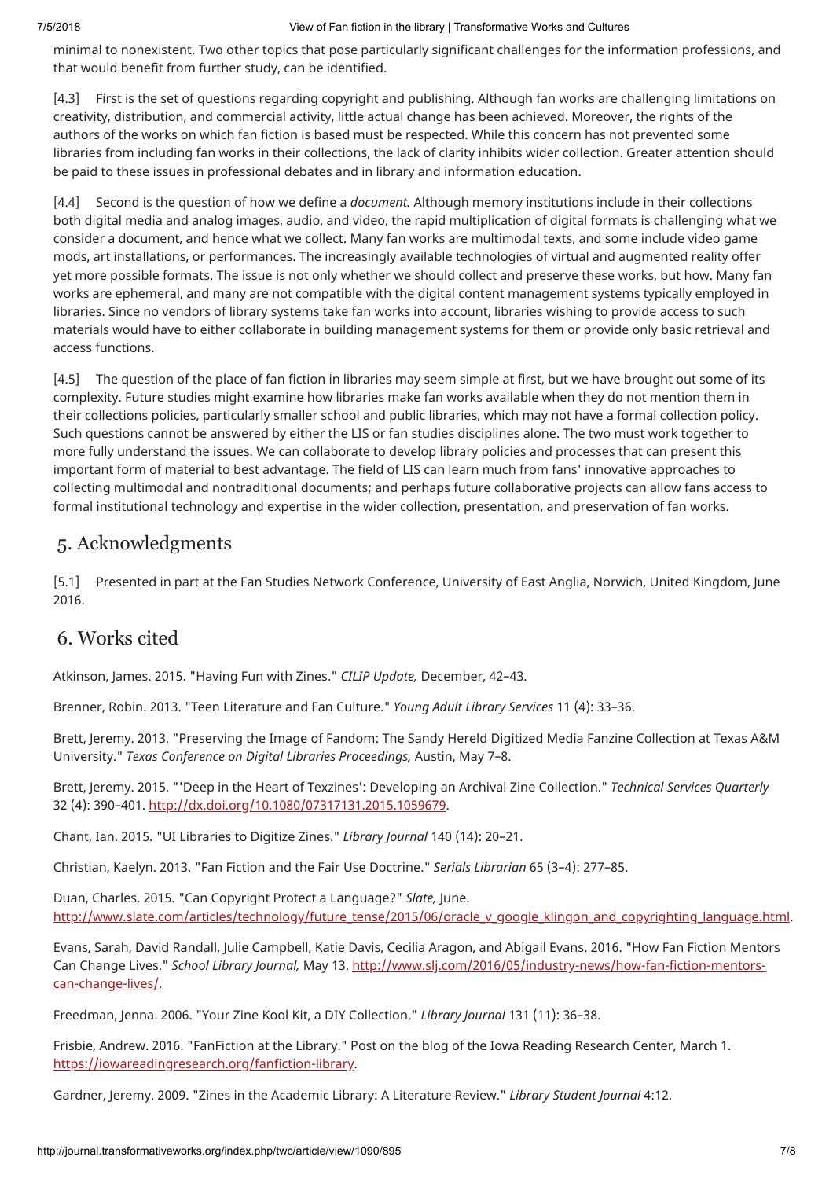minimal to nonexistent. Two other topics that pose particularly significant challenges for the information professions, and that would benefit from further study, can be identified.

[4.3] First is the set of questions regarding copyright and publishing. Although fan works are challenging limitations on creativity, distribution, and commercial activity, little actual change has been achieved. Moreover, the rights of the authors of the works on which fan fiction is based must be respected. While this concern has not prevented some libraries from including fan works in their collections, the lack of clarity inhibits wider collection. Greater attention should be paid to these issues in professional debates and in library and information education.

[4.4] Second is the question of how we define a *document.* Although memory institutions include in their collections both digital media and analog images, audio, and video, the rapid multiplication of digital formats is challenging what we consider a document, and hence what we collect. Many fan works are multimodal texts, and some include video game mods, art installations, or performances. The increasingly available technologies of virtual and augmented reality offer yet more possible formats. The issue is not only whether we should collect and preserve these works, but how. Many fan works are ephemeral, and many are not compatible with the digital content management systems typically employed in libraries. Since no vendors of library systems take fan works into account, libraries wishing to provide access to such materials would have to either collaborate in building management systems for them or provide only basic retrieval and access functions.

[4.5] The question of the place of fan fiction in libraries may seem simple at first, but we have brought out some of its complexity. Future studies might examine how libraries make fan works available when they do not mention them in their collections policies, particularly smaller school and public libraries, which may not have a formal collection policy. Such questions cannot be answered by either the LIS or fan studies disciplines alone. The two must work together to more fully understand the issues. We can collaborate to develop library policies and processes that can present this important form of material to best advantage. The field of LIS can learn much from fans' innovative approaches to collecting multimodal and nontraditional documents; and perhaps future collaborative projects can allow fans access to formal institutional technology and expertise in the wider collection, presentation, and preservation of fan works.

## 5. Acknowledgments

[5.1] Presented in part at the Fan Studies Network Conference, University of East Anglia, Norwich, United Kingdom, June 2016.

## 6. Works cited

Atkinson, James. 2015. "Having Fun with Zines." *CILIP Update,* December, 42–43.

Brenner, Robin. 2013. "Teen Literature and Fan Culture." *Young Adult Library Services* 11 (4): 33–36.

Brett, Jeremy. 2013. "Preserving the Image of Fandom: The Sandy Hereld Digitized Media Fanzine Collection at Texas A&M University." *Texas Conference on Digital Libraries Proceedings,* Austin, May 7–8.

Brett, Jeremy. 2015. "'Deep in the Heart of Texzines': Developing an Archival Zine Collection." *Technical Services Quarterly* 32 (4): 390–401. http://dx.doi.org/10.1080/07317131.2015.1059679.

Chant, Ian. 2015. "UI Libraries to Digitize Zines." *Library Journal* 140 (14): 20–21.

Christian, Kaelyn. 2013. "Fan Fiction and the Fair Use Doctrine." *Serials Librarian* 65 (3–4): 277–85.

Duan, Charles. 2015. "Can Copyright Protect a Language?" *Slate,* June. http://www.slate.com/articles/technology/future_tense/2015/06/oracle_v_google_klingon_and_copyrighting_language.html.

Evans, Sarah, David Randall, Julie Campbell, Katie Davis, Cecilia Aragon, and Abigail Evans. 2016. "How Fan Fiction Mentors Can Change Lives." *School Library Journal,* May 13. http://www.slj.com/2016/05/industry-news/how-fan-fiction-mentors-can-change-lives/.

Freedman, Jenna. 2006. "Your Zine Kool Kit, a DIY Collection." *Library Journal* 131 (11): 36–38.

Frisbie, Andrew. 2016. "FanFiction at the Library." Post on the blog of the Iowa Reading Research Center, March 1. https://iowareadingresearch.org/fanfiction-library.

Gardner, Jeremy. 2009. "Zines in the Academic Library: A Literature Review." *Library Student Journal* 4:12.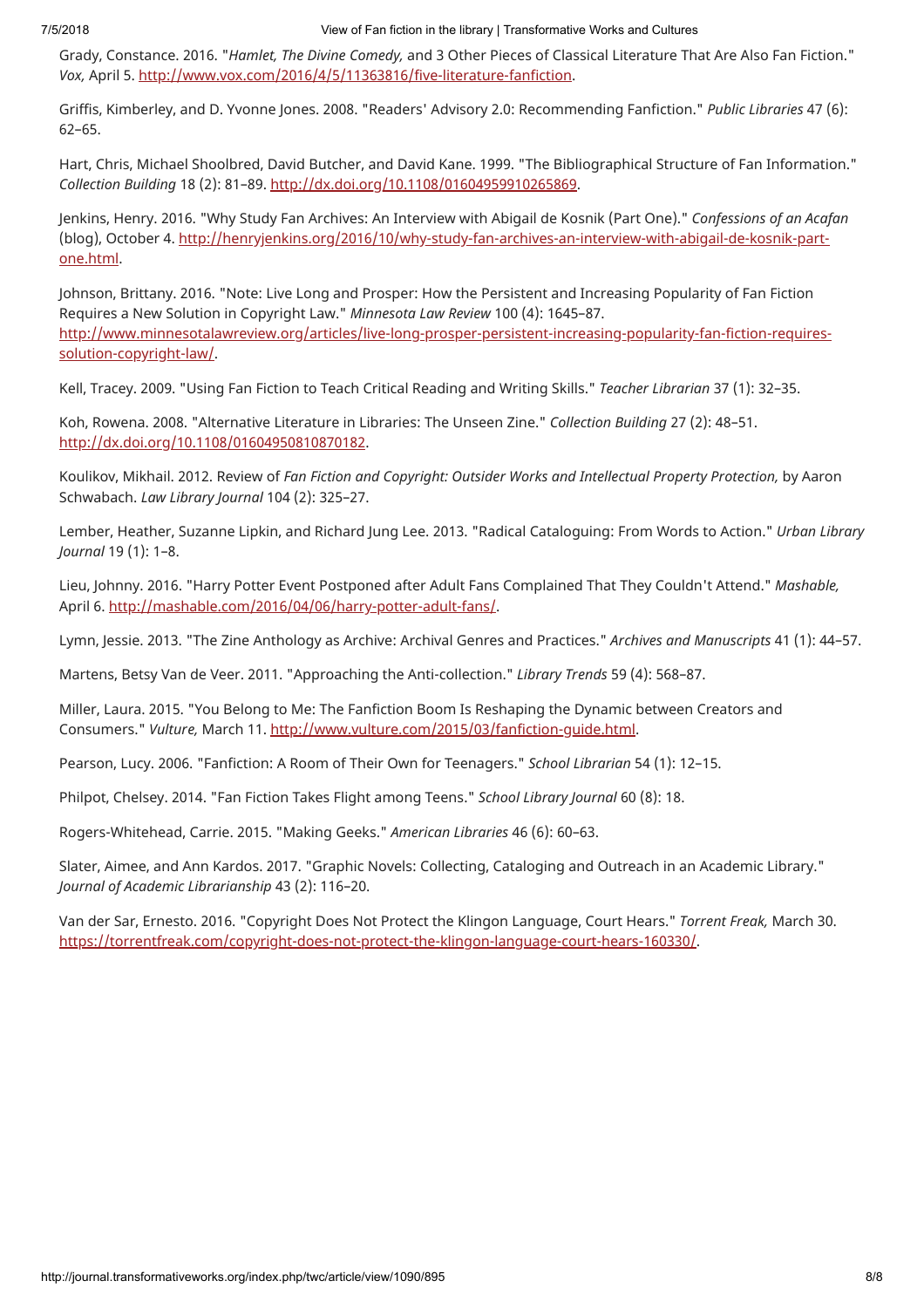Grady, Constance. 2016. "*Hamlet, The Divine Comedy,* and 3 Other Pieces of Classical Literature That Are Also Fan Fiction." *Vox,* April 5. http://www.vox.com/2016/4/5/11363816/five-literature-fanfiction.

Griffis, Kimberley, and D. Yvonne Jones. 2008. "Readers' Advisory 2.0: Recommending Fanfiction." *Public Libraries* 47 (6): 62–65.

Hart, Chris, Michael Shoolbred, David Butcher, and David Kane. 1999. "The Bibliographical Structure of Fan Information." *Collection Building* 18 (2): 81–89. http://dx.doi.org/10.1108/01604959910265869.

Jenkins, Henry. 2016. "Why Study Fan Archives: An Interview with Abigail de Kosnik (Part One)." *Confessions of an Acafan* (blog), October 4. http://henryjenkins.org/2016/10/why-study-fan-archives-an-interview-with-abigail-de-kosnik-part-one.html.

Johnson, Brittany. 2016. "Note: Live Long and Prosper: How the Persistent and Increasing Popularity of Fan Fiction Requires a New Solution in Copyright Law." *Minnesota Law Review* 100 (4): 1645–87. http://www.minnesotalawreview.org/articles/live-long-prosper-persistent-increasing-popularity-fan-fiction-requires-solution-copyright-law/.

Kell, Tracey. 2009. "Using Fan Fiction to Teach Critical Reading and Writing Skills." *Teacher Librarian* 37 (1): 32–35.

Koh, Rowena. 2008. "Alternative Literature in Libraries: The Unseen Zine." *Collection Building* 27 (2): 48–51. http://dx.doi.org/10.1108/01604950810870182.

Koulikov, Mikhail. 2012. Review of *Fan Fiction and Copyright: Outsider Works and Intellectual Property Protection,* by Aaron Schwabach. *Law Library Journal* 104 (2): 325–27.

Lember, Heather, Suzanne Lipkin, and Richard Jung Lee. 2013. "Radical Cataloguing: From Words to Action." *Urban Library Journal* 19 (1): 1–8.

Lieu, Johnny. 2016. "Harry Potter Event Postponed after Adult Fans Complained That They Couldn't Attend." *Mashable,* April 6. http://mashable.com/2016/04/06/harry-potter-adult-fans/.

Lymn, Jessie. 2013. "The Zine Anthology as Archive: Archival Genres and Practices." *Archives and Manuscripts* 41 (1): 44–57.

Martens, Betsy Van de Veer. 2011. "Approaching the Anti-collection." *Library Trends* 59 (4): 568–87.

Miller, Laura. 2015. "You Belong to Me: The Fanfiction Boom Is Reshaping the Dynamic between Creators and Consumers." *Vulture,* March 11. http://www.vulture.com/2015/03/fanfiction-guide.html.

Pearson, Lucy. 2006. "Fanfiction: A Room of Their Own for Teenagers." *School Librarian* 54 (1): 12–15.

Philpot, Chelsey. 2014. "Fan Fiction Takes Flight among Teens." *School Library Journal* 60 (8): 18.

Rogers-Whitehead, Carrie. 2015. "Making Geeks." *American Libraries* 46 (6): 60–63.

Slater, Aimee, and Ann Kardos. 2017. "Graphic Novels: Collecting, Cataloging and Outreach in an Academic Library." *Journal of Academic Librarianship* 43 (2): 116–20.

Van der Sar, Ernesto. 2016. "Copyright Does Not Protect the Klingon Language, Court Hears." *Torrent Freak,* March 30. https://torrentfreak.com/copyright-does-not-protect-the-klingon-language-court-hears-160330/.